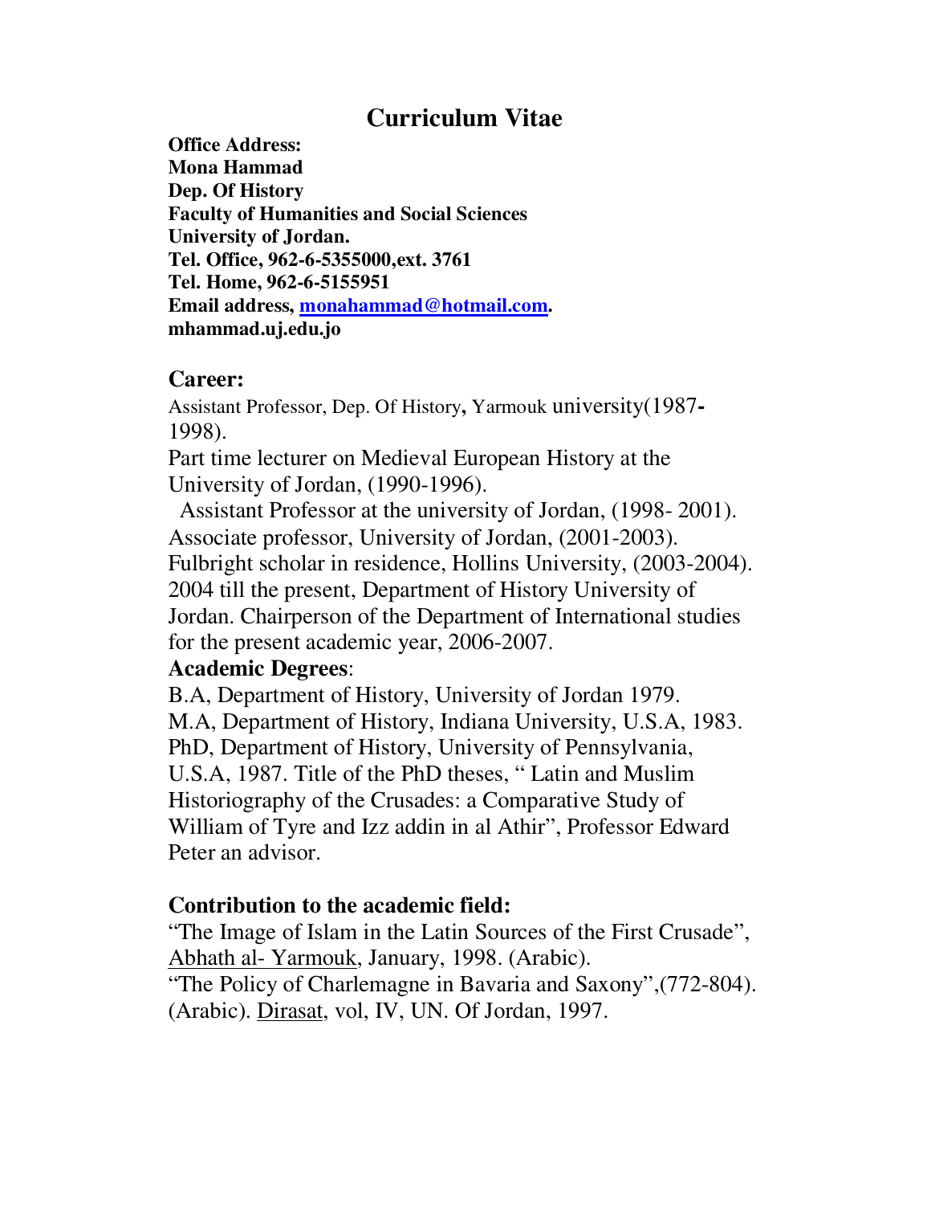# Curriculum Vitae

**Office Address:**
**Mona Hammad**
**Dep. Of History**
**Faculty of Humanities and Social Sciences**
**University of Jordan.**
**Tel. Office, 962-6-5355000,ext. 3761**
**Tel. Home, 962-6-5155951**
**Email address, monahammad@hotmail.com.**
**mhammad.uj.edu.jo**

## Career:

Assistant Professor, Dep. Of History, Yarmouk university(1987-1998).
Part time lecturer on Medieval European History at the University of Jordan, (1990-1996).
Assistant Professor at the university of Jordan, (1998- 2001).
Associate professor, University of Jordan, (2001-2003).
Fulbright scholar in residence, Hollins University, (2003-2004).
2004 till the present, Department of History University of Jordan. Chairperson of the Department of International studies for the present academic year, 2006-2007.

## Academic Degrees:

B.A, Department of History, University of Jordan 1979.
M.A, Department of History, Indiana University, U.S.A, 1983.
PhD, Department of History, University of Pennsylvania, U.S.A, 1987. Title of the PhD theses, " Latin and Muslim Historiography of the Crusades: a Comparative Study of William of Tyre and Izz addin in al Athir", Professor Edward Peter an advisor.

## Contribution to the academic field:

"The Image of Islam in the Latin Sources of the First Crusade", Abhath al- Yarmouk, January, 1998. (Arabic).
"The Policy of Charlemagne in Bavaria and Saxony",(772-804). (Arabic). Dirasat, vol, IV, UN. Of Jordan, 1997.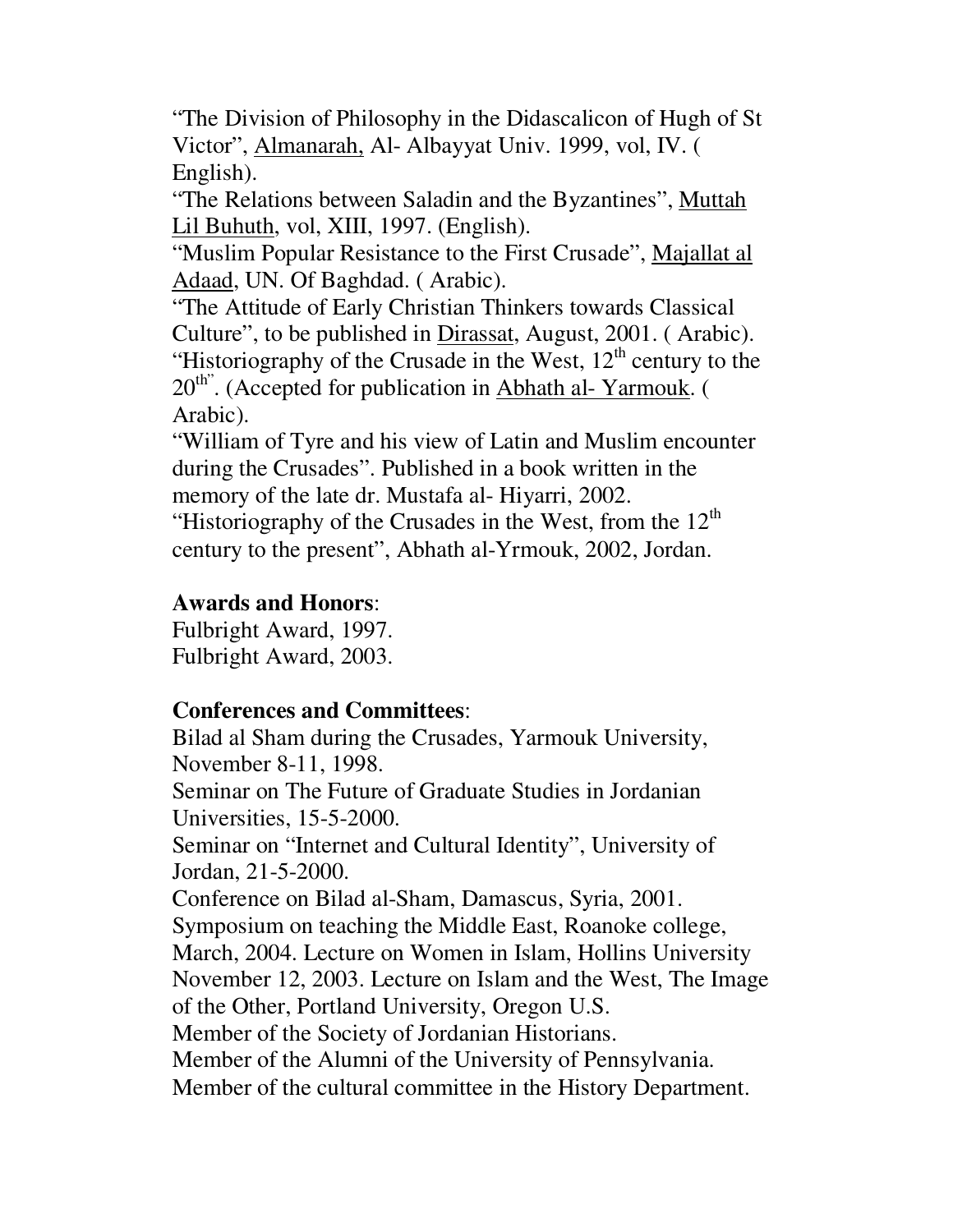"The Division of Philosophy in the Didascalicon of Hugh of St Victor", Almanarah, Al- Albayyat Univ. 1999, vol, IV. ( English).
"The Relations between Saladin and the Byzantines", Muttah Lil Buhuth, vol, XIII, 1997. (English).
"Muslim Popular Resistance to the First Crusade", Majallat al Adaad, UN. Of Baghdad. ( Arabic).
"The Attitude of Early Christian Thinkers towards Classical Culture", to be published in Dirassat, August, 2001. ( Arabic).
"Historiography of the Crusade in the West, 12th century to the 20th". (Accepted for publication in Abhath al- Yarmouk. ( Arabic).
"William of Tyre and his view of Latin and Muslim encounter during the Crusades". Published in a book written in the memory of the late dr. Mustafa al- Hiyarri, 2002.
"Historiography of the Crusades in the West, from the 12th century to the present", Abhath al-Yrmouk, 2002, Jordan.

**Awards and Honors**:
Fulbright Award, 1997.
Fulbright Award, 2003.

**Conferences and Committees**:
Bilad al Sham during the Crusades, Yarmouk University, November 8-11, 1998.
Seminar on The Future of Graduate Studies in Jordanian Universities, 15-5-2000.
Seminar on "Internet and Cultural Identity", University of Jordan, 21-5-2000.
Conference on Bilad al-Sham, Damascus, Syria, 2001.
Symposium on teaching the Middle East, Roanoke college, March, 2004. Lecture on Women in Islam, Hollins University November 12, 2003. Lecture on Islam and the West, The Image of the Other, Portland University, Oregon U.S.
Member of the Society of Jordanian Historians.
Member of the Alumni of the University of Pennsylvania.
Member of the cultural committee in the History Department.